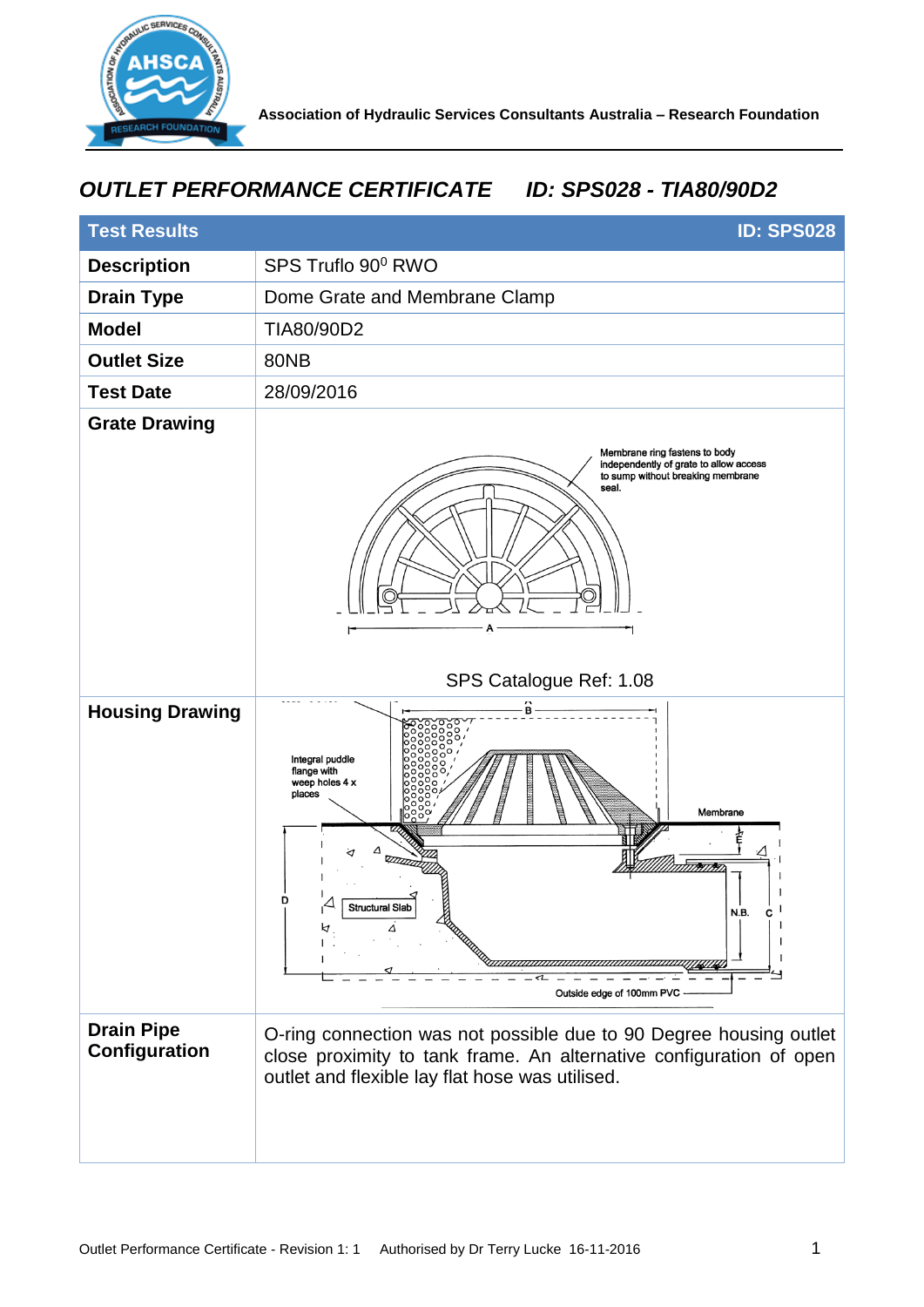Association of Hydraulic Services Consultants Australia – Research Foundation

# OUTLET PERFORMANCE CERTIFICATE ID: SPS028 - TIA80/90D2

| Test Results | ID: SPS028 |
|---|---|
| **Description** | SPS Truflo 90⁰ RWO |
| **Drain Type** | Dome Grate and Membrane Clamp |
| **Model** | TIA80/90D2 |
| **Outlet Size** | 80NB |
| **Test Date** | 28/09/2016 |
| **Grate Drawing** | Membrane ring fastens to body independently of grate to allow access to sump without breaking membrane seal. A<br>SPS Catalogue Ref: 1.08 |
| **Housing Drawing** | Integral puddle flange with weep holes 4 x places; Membrane; Structural Slab; B; D; E; N.B.; C; Outside edge of 100mm PVC |
| **Drain Pipe Configuration** | O-ring connection was not possible due to 90 Degree housing outlet close proximity to tank frame. An alternative configuration of open outlet and flexible lay flat hose was utilised. |

Outlet Performance Certificate - Revision 1: 1 Authorised by Dr Terry Lucke 16-11-2016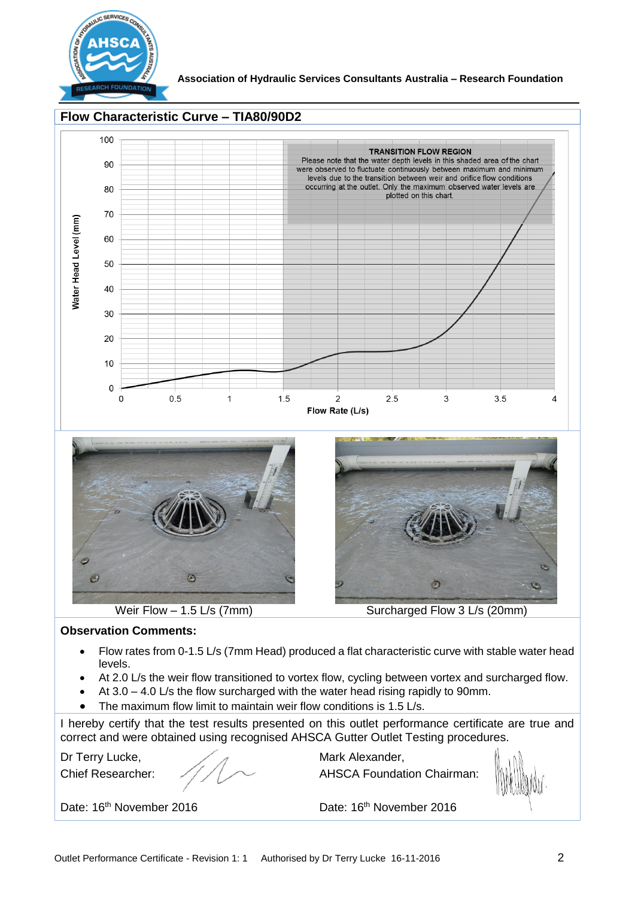Association of Hydraulic Services Consultants Australia – Research Foundation

## Flow Characteristic Curve – TIA80/90D2

TRANSITION FLOW REGION

Please note that the water depth levels in this shaded area of the chart were observed to fluctuate continuously between maximum and minimum levels due to the transition between weir and orifice flow conditions occurring at the outlet. Only the maximum observed water levels are plotted on this chart.

Water Head Level (mm)

0
10
20
30
40
50
60
70
80
90
100

0 0.5 1 1.5 2 2.5 3 3.5 4

Flow Rate (L/s)

Weir Flow – 1.5 L/s (7mm)

Surcharged Flow 3 L/s (20mm)

**Observation Comments:**

- Flow rates from 0-1.5 L/s (7mm Head) produced a flat characteristic curve with stable water head levels.
- At 2.0 L/s the weir flow transitioned to vortex flow, cycling between vortex and surcharged flow.
- At 3.0 – 4.0 L/s the flow surcharged with the water head rising rapidly to 90mm.
- The maximum flow limit to maintain weir flow conditions is 1.5 L/s.

I hereby certify that the test results presented on this outlet performance certificate are true and correct and were obtained using recognised AHSCA Gutter Outlet Testing procedures.

Dr Terry Lucke,
Chief Researcher:

Date: 16th November 2016

Mark Alexander,
AHSCA Foundation Chairman:

Date: 16th November 2016

Outlet Performance Certificate - Revision 1: 1 Authorised by Dr Terry Lucke 16-11-2016